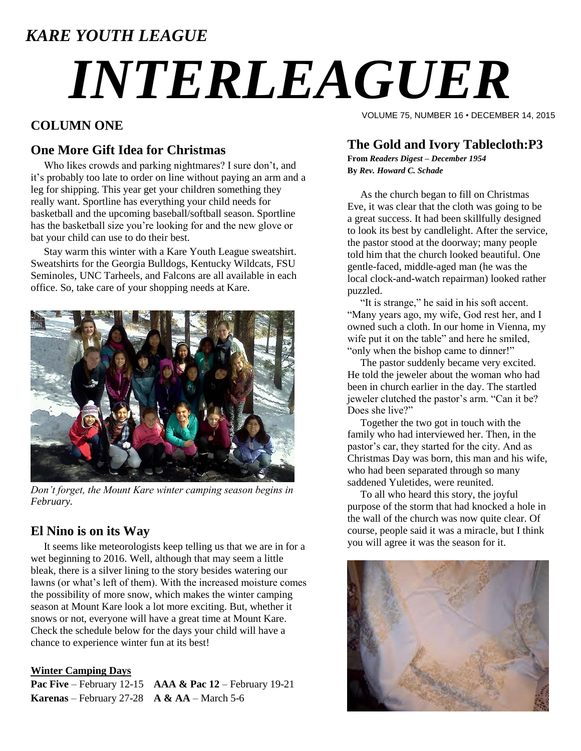*KARE YOUTH LEAGUE*

# *INTERLEAGUER*

VOLUME 75, NUMBER 16 • DECEMBER 14, 2015

## COLUMN ONE

### One More Gift Idea for Christmas

Who likes crowds and parking nightmares? I sure don't, and it's probably too late to order on line without paying an arm and a leg for shipping. This year get your children something they really want. Sportline has everything your child needs for basketball and the upcoming baseball/softball season. Sportline has the basketball size you're looking for and the new glove or bat your child can use to do their best.

Stay warm this winter with a Kare Youth League sweatshirt. Sweatshirts for the Georgia Bulldogs, Kentucky Wildcats, FSU Seminoles, UNC Tarheels, and Falcons are all available in each office. So, take care of your shopping needs at Kare.

*Don't forget, the Mount Kare winter camping season begins in February.*

### El Nino is on its Way

It seems like meteorologists keep telling us that we are in for a wet beginning to 2016. Well, although that may seem a little bleak, there is a silver lining to the story besides watering our lawns (or what's left of them). With the increased moisture comes the possibility of more snow, which makes the winter camping season at Mount Kare look a lot more exciting. But, whether it snows or not, everyone will have a great time at Mount Kare. Check the schedule below for the days your child will have a chance to experience winter fun at its best!

**Winter Camping Days**

**Pac Five** – February 12-15 **AAA & Pac 12** – February 19-21
**Karenas** – February 27-28 **A & AA** – March 5-6

### The Gold and Ivory Tablecloth:P3

**From** ***Readers Digest – December 1954***
**By** ***Rev. Howard C. Schade***

As the church began to fill on Christmas Eve, it was clear that the cloth was going to be a great success. It had been skillfully designed to look its best by candlelight. After the service, the pastor stood at the doorway; many people told him that the church looked beautiful. One gentle-faced, middle-aged man (he was the local clock-and-watch repairman) looked rather puzzled.

"It is strange," he said in his soft accent. "Many years ago, my wife, God rest her, and I owned such a cloth. In our home in Vienna, my wife put it on the table" and here he smiled, "only when the bishop came to dinner!"

The pastor suddenly became very excited. He told the jeweler about the woman who had been in church earlier in the day. The startled jeweler clutched the pastor's arm. "Can it be? Does she live?"

Together the two got in touch with the family who had interviewed her. Then, in the pastor's car, they started for the city. And as Christmas Day was born, this man and his wife, who had been separated through so many saddened Yuletides, were reunited.

To all who heard this story, the joyful purpose of the storm that had knocked a hole in the wall of the church was now quite clear. Of course, people said it was a miracle, but I think you will agree it was the season for it.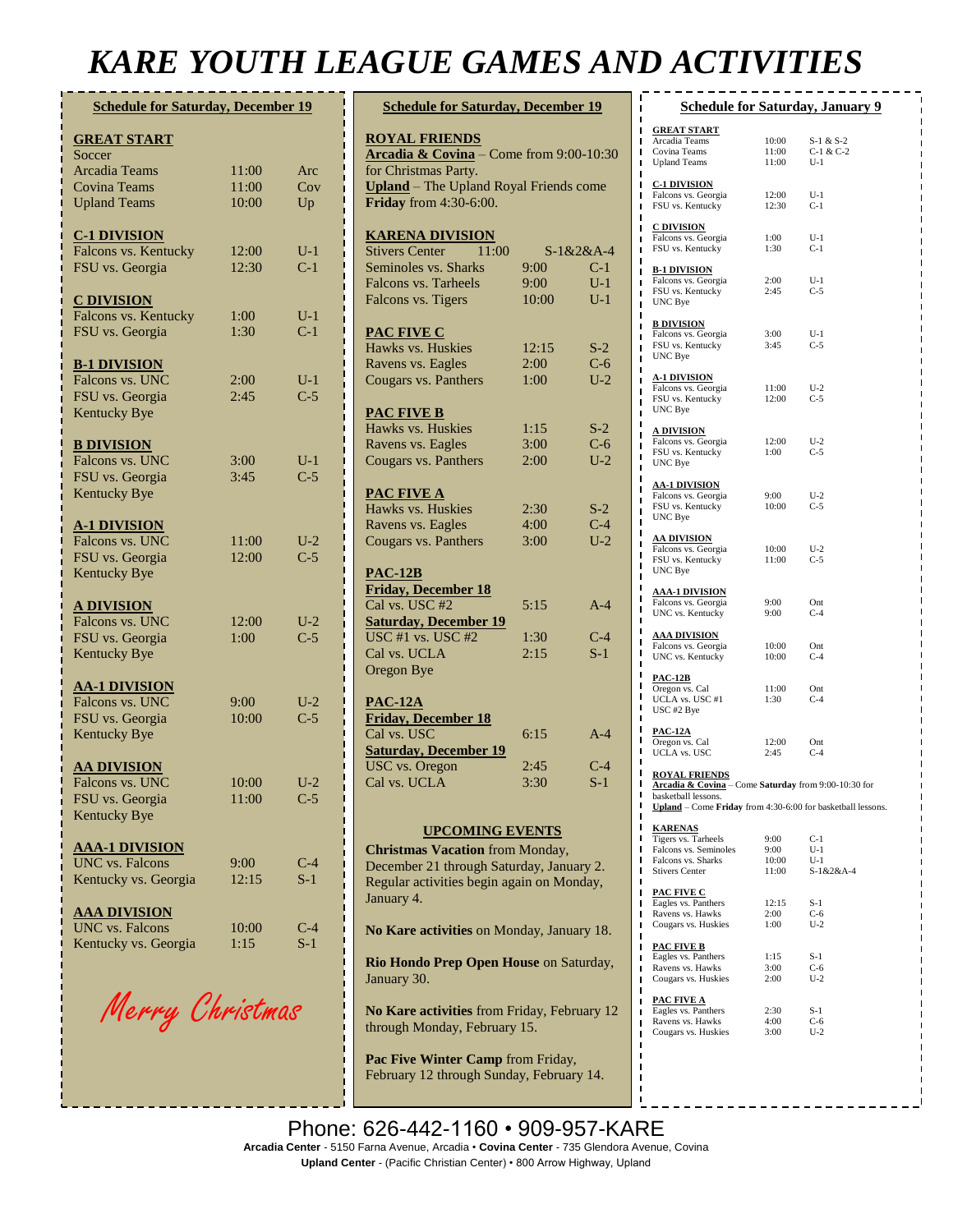# KARE YOUTH LEAGUE GAMES AND ACTIVITIES

## Schedule for Saturday, December 19

**GREAT START**

Soccer

| | | |
|---|---|---|
| Arcadia Teams | 11:00 | Arc |
| Covina Teams | 11:00 | Cov |
| Upland Teams | 10:00 | Up |

**C-1 DIVISION**

| | | |
|---|---|---|
| Falcons vs. Kentucky | 12:00 | U-1 |
| FSU vs. Georgia | 12:30 | C-1 |

**C DIVISION**

| | | |
|---|---|---|
| Falcons vs. Kentucky | 1:00 | U-1 |
| FSU vs. Georgia | 1:30 | C-1 |

**B-1 DIVISION**

| | | |
|---|---|---|
| Falcons vs. UNC | 2:00 | U-1 |
| FSU vs. Georgia | 2:45 | C-5 |
| Kentucky Bye | | |

**B DIVISION**

| | | |
|---|---|---|
| Falcons vs. UNC | 3:00 | U-1 |
| FSU vs. Georgia | 3:45 | C-5 |
| Kentucky Bye | | |

**A-1 DIVISION**

| | | |
|---|---|---|
| Falcons vs. UNC | 11:00 | U-2 |
| FSU vs. Georgia | 12:00 | C-5 |
| Kentucky Bye | | |

**A DIVISION**

| | | |
|---|---|---|
| Falcons vs. UNC | 12:00 | U-2 |
| FSU vs. Georgia | 1:00 | C-5 |
| Kentucky Bye | | |

**AA-1 DIVISION**

| | | |
|---|---|---|
| Falcons vs. UNC | 9:00 | U-2 |
| FSU vs. Georgia | 10:00 | C-5 |
| Kentucky Bye | | |

**AA DIVISION**

| | | |
|---|---|---|
| Falcons vs. UNC | 10:00 | U-2 |
| FSU vs. Georgia | 11:00 | C-5 |
| Kentucky Bye | | |

**AAA-1 DIVISION**

| | | |
|---|---|---|
| UNC vs. Falcons | 9:00 | C-4 |
| Kentucky vs. Georgia | 12:15 | S-1 |

**AAA DIVISION**

| | | |
|---|---|---|
| UNC vs. Falcons | 10:00 | C-4 |
| Kentucky vs. Georgia | 1:15 | S-1 |

*Merry Christmas*

## Schedule for Saturday, December 19

**ROYAL FRIENDS**

**Arcadia & Covina** – Come from 9:00-10:30 for Christmas Party.

**Upland** – The Upland Royal Friends come **Friday** from 4:30-6:00.

**KARENA DIVISION**

| | | |
|---|---|---|
| Stivers Center | 11:00 | S-1&2&A-4 |
| Seminoles vs. Sharks | 9:00 | C-1 |
| Falcons vs. Tarheels | 9:00 | U-1 |
| Falcons vs. Tigers | 10:00 | U-1 |

**PAC FIVE C**

| | | |
|---|---|---|
| Hawks vs. Huskies | 12:15 | S-2 |
| Ravens vs. Eagles | 2:00 | C-6 |
| Cougars vs. Panthers | 1:00 | U-2 |

**PAC FIVE B**

| | | |
|---|---|---|
| Hawks vs. Huskies | 1:15 | S-2 |
| Ravens vs. Eagles | 3:00 | C-6 |
| Cougars vs. Panthers | 2:00 | U-2 |

**PAC FIVE A**

| | | |
|---|---|---|
| Hawks vs. Huskies | 2:30 | S-2 |
| Ravens vs. Eagles | 4:00 | C-4 |
| Cougars vs. Panthers | 3:00 | U-2 |

**PAC-12B**

**Friday, December 18**

| | | |
|---|---|---|
| Cal vs. USC #2 | 5:15 | A-4 |

**Saturday, December 19**

| | | |
|---|---|---|
| USC #1 vs. USC #2 | 1:30 | C-4 |
| Cal vs. UCLA | 2:15 | S-1 |
| Oregon Bye | | |

**PAC-12A**

**Friday, December 18**

| | | |
|---|---|---|
| Cal vs. USC | 6:15 | A-4 |

**Saturday, December 19**

| | | |
|---|---|---|
| USC vs. Oregon | 2:45 | C-4 |
| Cal vs. UCLA | 3:30 | S-1 |

### UPCOMING EVENTS

**Christmas Vacation** from Monday, December 21 through Saturday, January 2. Regular activities begin again on Monday, January 4.

**No Kare activities** on Monday, January 18.

**Rio Hondo Prep Open House** on Saturday, January 30.

**No Kare activities** from Friday, February 12 through Monday, February 15.

**Pac Five Winter Camp** from Friday, February 12 through Sunday, February 14.

## Schedule for Saturday, January 9

**GREAT START**

| | | |
|---|---|---|
| Arcadia Teams | 10:00 | S-1 & S-2 |
| Covina Teams | 11:00 | C-1 & C-2 |
| Upland Teams | 11:00 | U-1 |

**C-1 DIVISION**

| | | |
|---|---|---|
| Falcons vs. Georgia | 12:00 | U-1 |
| FSU vs. Kentucky | 12:30 | C-1 |

**C DIVISION**

| | | |
|---|---|---|
| Falcons vs. Georgia | 1:00 | U-1 |
| FSU vs. Kentucky | 1:30 | C-1 |

**B-1 DIVISION**

| | | |
|---|---|---|
| Falcons vs. Georgia | 2:00 | U-1 |
| FSU vs. Kentucky | 2:45 | C-5 |
| UNC Bye | | |

**B DIVISION**

| | | |
|---|---|---|
| Falcons vs. Georgia | 3:00 | U-1 |
| FSU vs. Kentucky | 3:45 | C-5 |
| UNC Bye | | |

**A-1 DIVISION**

| | | |
|---|---|---|
| Falcons vs. Georgia | 11:00 | U-2 |
| FSU vs. Kentucky | 12:00 | C-5 |
| UNC Bye | | |

**A DIVISION**

| | | |
|---|---|---|
| Falcons vs. Georgia | 12:00 | U-2 |
| FSU vs. Kentucky | 1:00 | C-5 |
| UNC Bye | | |

**AA-1 DIVISION**

| | | |
|---|---|---|
| Falcons vs. Georgia | 9:00 | U-2 |
| FSU vs. Kentucky | 10:00 | C-5 |
| UNC Bye | | |

**AA DIVISION**

| | | |
|---|---|---|
| Falcons vs. Georgia | 10:00 | U-2 |
| FSU vs. Kentucky | 11:00 | C-5 |
| UNC Bye | | |

**AAA-1 DIVISION**

| | | |
|---|---|---|
| Falcons vs. Georgia | 9:00 | Ont |
| UNC vs. Kentucky | 9:00 | C-4 |

**AAA DIVISION**

| | | |
|---|---|---|
| Falcons vs. Georgia | 10:00 | Ont |
| UNC vs. Kentucky | 10:00 | C-4 |

**PAC-12B**

| | | |
|---|---|---|
| Oregon vs. Cal | 11:00 | Ont |
| UCLA vs. USC #1 | 1:30 | C-4 |
| USC #2 Bye | | |

**PAC-12A**

| | | |
|---|---|---|
| Oregon vs. Cal | 12:00 | Ont |
| UCLA vs. USC | 2:45 | C-4 |

**ROYAL FRIENDS**

**Arcadia & Covina** – Come **Saturday** from 9:00-10:30 for basketball lessons.

**Upland** – Come **Friday** from 4:30-6:00 for basketball lessons.

**KARENAS**

| | | |
|---|---|---|
| Tigers vs. Tarheels | 9:00 | C-1 |
| Falcons vs. Seminoles | 9:00 | U-1 |
| Falcons vs. Sharks | 10:00 | U-1 |
| Stivers Center | 11:00 | S-1&2&A-4 |

**PAC FIVE C**

| | | |
|---|---|---|
| Eagles vs. Panthers | 12:15 | S-1 |
| Ravens vs. Hawks | 2:00 | C-6 |
| Cougars vs. Huskies | 1:00 | U-2 |

**PAC FIVE B**

| | | |
|---|---|---|
| Eagles vs. Panthers | 1:15 | S-1 |
| Ravens vs. Hawks | 3:00 | C-6 |
| Cougars vs. Huskies | 2:00 | U-2 |

**PAC FIVE A**

| | | |
|---|---|---|
| Eagles vs. Panthers | 2:30 | S-1 |
| Ravens vs. Hawks | 4:00 | C-6 |
| Cougars vs. Huskies | 3:00 | U-2 |

Phone: 626-442-1160 • 909-957-KARE

**Arcadia Center** - 5150 Farna Avenue, Arcadia • **Covina Center** - 735 Glendora Avenue, Covina

**Upland Center** - (Pacific Christian Center) • 800 Arrow Highway, Upland